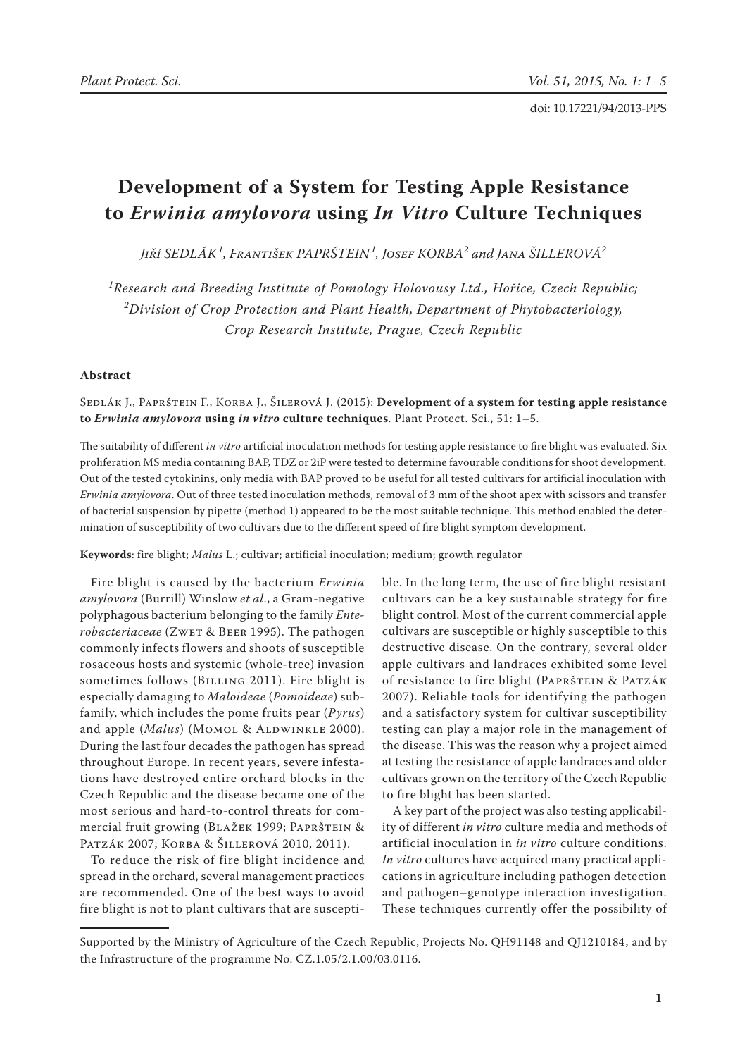doi: 10.17221/94/2013-PPS

# Development of a System for Testing Apple Resistance to *Erwinia amylovora* using *In Vitro* Culture Techniques

*Jiří SEDLÁK[1], František PAPRŠTEIN[1], Josef KORBA[2] and Jana ŠILLEROVÁ[2]*

[1]*Research and Breeding Institute of Pomology Holovousy Ltd., Hořice, Czech Republic;*
[2]*Division of Crop Protection and Plant Health, Department of Phytobacteriology, Crop Research Institute, Prague, Czech Republic*

## Abstract

Sedlák J., Paprštein F., Korba J., Šilerová J. (2015): **Development of a system for testing apple resistance to *Erwinia amylovora* using *in vitro* culture techniques**. Plant Protect. Sci., 51: 1–5.

The suitability of different *in vitro* artificial inoculation methods for testing apple resistance to fire blight was evaluated. Six proliferation MS media containing BAP, TDZ or 2iP were tested to determine favourable conditions for shoot development. Out of the tested cytokinins, only media with BAP proved to be useful for all tested cultivars for artificial inoculation with *Erwinia amylovora*. Out of three tested inoculation methods, removal of 3 mm of the shoot apex with scissors and transfer of bacterial suspension by pipette (method 1) appeared to be the most suitable technique. This method enabled the determination of susceptibility of two cultivars due to the different speed of fire blight symptom development.

**Keywords**: fire blight; *Malus* L.; cultivar; artificial inoculation; medium; growth regulator

Fire blight is caused by the bacterium *Erwinia amylovora* (Burrill) Winslow *et al*., a Gram-negative polyphagous bacterium belonging to the family *Enterobacteriaceae* (Zwet & Beer 1995). The pathogen commonly infects flowers and shoots of susceptible rosaceous hosts and systemic (whole-tree) invasion sometimes follows (Billing 2011). Fire blight is especially damaging to *Maloideae* (*Pomoideae*) subfamily, which includes the pome fruits pear (*Pyrus*) and apple (*Malus*) (Momol & Aldwinkle 2000). During the last four decades the pathogen has spread throughout Europe. In recent years, severe infestations have destroyed entire orchard blocks in the Czech Republic and the disease became one of the most serious and hard-to-control threats for commercial fruit growing (Blažek 1999; Paprštein & Patzák 2007; Korba & Šillerová 2010, 2011).

To reduce the risk of fire blight incidence and spread in the orchard, several management practices are recommended. One of the best ways to avoid fire blight is not to plant cultivars that are susceptible. In the long term, the use of fire blight resistant cultivars can be a key sustainable strategy for fire blight control. Most of the current commercial apple cultivars are susceptible or highly susceptible to this destructive disease. On the contrary, several older apple cultivars and landraces exhibited some level of resistance to fire blight (Paprštein & Patzák 2007). Reliable tools for identifying the pathogen and a satisfactory system for cultivar susceptibility testing can play a major role in the management of the disease. This was the reason why a project aimed at testing the resistance of apple landraces and older cultivars grown on the territory of the Czech Republic to fire blight has been started.

A key part of the project was also testing applicability of different *in vitro* culture media and methods of artificial inoculation in *in vitro* culture conditions. *In vitro* cultures have acquired many practical applications in agriculture including pathogen detection and pathogen–genotype interaction investigation. These techniques currently offer the possibility of

Supported by the Ministry of Agriculture of the Czech Republic, Projects No. QH91148 and QJ1210184, and by the Infrastructure of the programme No. CZ.1.05/2.1.00/03.0116.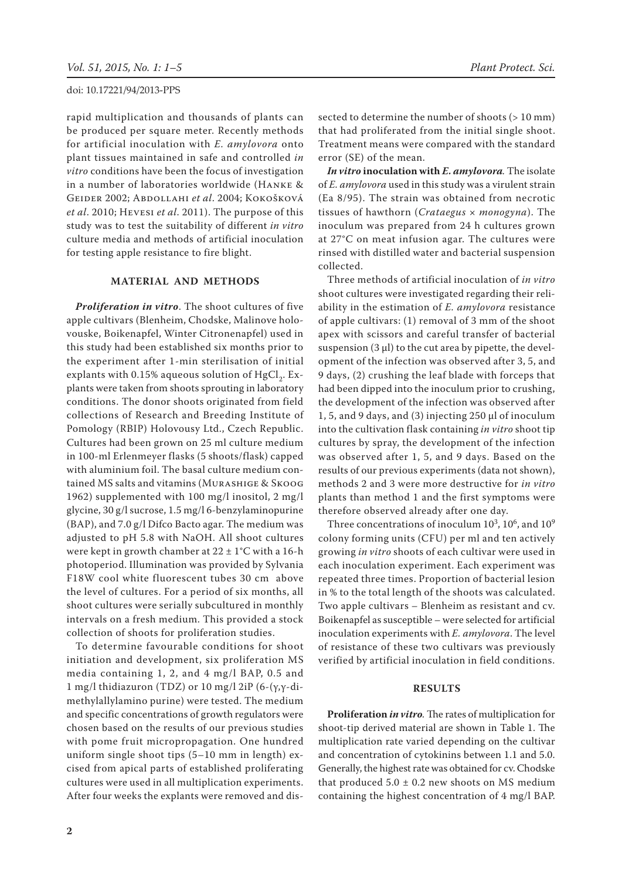rapid multiplication and thousands of plants can be produced per square meter. Recently methods for artificial inoculation with *E. amylovora* onto plant tissues maintained in safe and controlled *in vitro* conditions have been the focus of investigation in a number of laboratories worldwide (Hanke & Geider 2002; Abdollahi *et al*. 2004; Kokošková *et al*. 2010; Hevesi *et al*. 2011). The purpose of this study was to test the suitability of different *in vitro* culture media and methods of artificial inoculation for testing apple resistance to fire blight.

## MATERIAL AND METHODS

***Proliferation in vitro***. The shoot cultures of five apple cultivars (Blenheim, Chodske, Malinove holovouske, Boikenapfel, Winter Citronenapfel) used in this study had been established six months prior to the experiment after 1-min sterilisation of initial explants with 0.15% aqueous solution of $HgCl_2$. Explants were taken from shoots sprouting in laboratory conditions. The donor shoots originated from field collections of Research and Breeding Institute of Pomology (RBIP) Holovousy Ltd., Czech Republic. Cultures had been grown on 25 ml culture medium in 100-ml Erlenmeyer flasks (5 shoots/flask) capped with aluminium foil. The basal culture medium contained MS salts and vitamins (Murashige & Skoog 1962) supplemented with 100 mg/l inositol, 2 mg/l glycine, 30 g/l sucrose, 1.5 mg/l 6-benzylaminopurine (BAP), and 7.0 g/l Difco Bacto agar. The medium was adjusted to pH 5.8 with NaOH. All shoot cultures were kept in growth chamber at 22 ± 1°C with a 16-h photoperiod. Illumination was provided by Sylvania F18W cool white fluorescent tubes 30 cm above the level of cultures. For a period of six months, all shoot cultures were serially subcultured in monthly intervals on a fresh medium. This provided a stock collection of shoots for proliferation studies.

To determine favourable conditions for shoot initiation and development, six proliferation MS media containing 1, 2, and 4 mg/l BAP, 0.5 and 1 mg/l thidiazuron (TDZ) or 10 mg/l 2iP (6-(γ,γ-dimethylallylamino purine) were tested. The medium and specific concentrations of growth regulators were chosen based on the results of our previous studies with pome fruit micropropagation. One hundred uniform single shoot tips (5–10 mm in length) excised from apical parts of established proliferating cultures were used in all multiplication experiments. After four weeks the explants were removed and dissected to determine the number of shoots (> 10 mm) that had proliferated from the initial single shoot. Treatment means were compared with the standard error (SE) of the mean.

***In vitro* inoculation with *E. amylovora*.** The isolate of *E. amylovora* used in this study was a virulent strain (Ea 8/95). The strain was obtained from necrotic tissues of hawthorn (*Crataegus* × *monogyna*). The inoculum was prepared from 24 h cultures grown at 27°C on meat infusion agar. The cultures were rinsed with distilled water and bacterial suspension collected.

Three methods of artificial inoculation of *in vitro* shoot cultures were investigated regarding their reliability in the estimation of *E. amylovora* resistance of apple cultivars: (1) removal of 3 mm of the shoot apex with scissors and careful transfer of bacterial suspension (3 µl) to the cut area by pipette, the development of the infection was observed after 3, 5, and 9 days, (2) crushing the leaf blade with forceps that had been dipped into the inoculum prior to crushing, the development of the infection was observed after 1, 5, and 9 days, and (3) injecting 250 µl of inoculum into the cultivation flask containing *in vitro* shoot tip cultures by spray, the development of the infection was observed after 1, 5, and 9 days. Based on the results of our previous experiments (data not shown), methods 2 and 3 were more destructive for *in vitro* plants than method 1 and the first symptoms were therefore observed already after one day.

Three concentrations of inoculum $10^3$, $10^6$, and $10^9$ colony forming units (CFU) per ml and ten actively growing *in vitro* shoots of each cultivar were used in each inoculation experiment. Each experiment was repeated three times. Proportion of bacterial lesion in % to the total length of the shoots was calculated. Two apple cultivars – Blenheim as resistant and cv. Boikenapfel as susceptible – were selected for artificial inoculation experiments with *E. amylovora*. The level of resistance of these two cultivars was previously verified by artificial inoculation in field conditions.

## RESULTS

**Proliferation *in vitro*.** The rates of multiplication for shoot-tip derived material are shown in Table 1. The multiplication rate varied depending on the cultivar and concentration of cytokinins between 1.1 and 5.0. Generally, the highest rate was obtained for cv. Chodske that produced 5.0 ± 0.2 new shoots on MS medium containing the highest concentration of 4 mg/l BAP.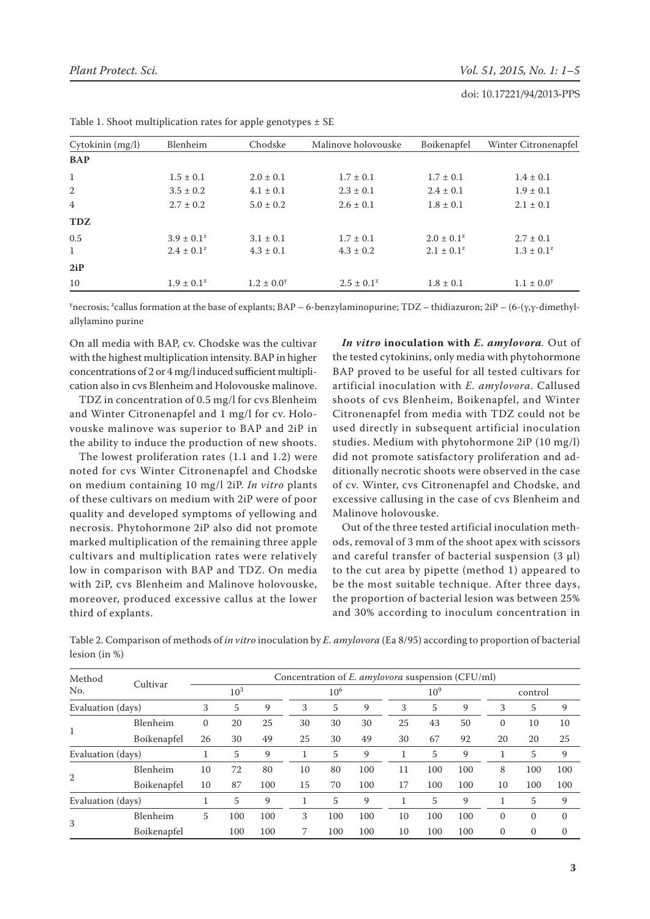Table 1. Shoot multiplication rates for apple genotypes ± SE

| Cytokinin (mg/l) | Blenheim | Chodske | Malinove holovouske | Boikenapfel | Winter Citronenapfel |
|---|---|---|---|---|---|
| **BAP** | | | | | |
| 1 | 1.5 ± 0.1 | 2.0 ± 0.1 | 1.7 ± 0.1 | 1.7 ± 0.1 | 1.4 ± 0.1 |
| 2 | 3.5 ± 0.2 | 4.1 ± 0.1 | 2.3 ± 0.1 | 2.4 ± 0.1 | 1.9 ± 0.1 |
| 4 | 2.7 ± 0.2 | 5.0 ± 0.2 | 2.6 ± 0.1 | 1.8 ± 0.1 | 2.1 ± 0.1 |
| **TDZ** | | | | | |
| 0.5 | 3.9 ± 0.1[z] | 3.1 ± 0.1 | 1.7 ± 0.1 | 2.0 ± 0.1[z] | 2.7 ± 0.1 |
| 1 | 2.4 ± 0.1[z] | 4.3 ± 0.1 | 4.3 ± 0.2 | 2.1 ± 0.1[z] | 1.3 ± 0.1[z] |
| **2iP** | | | | | |
| 10 | 1.9 ± 0.1[z] | 1.2 ± 0.0[y] | 2.5 ± 0.1[z] | 1.8 ± 0.1 | 1.1 ± 0.0[y] |

[y]necrosis; [z]callus formation at the base of explants; BAP – 6-benzylaminopurine; TDZ – thidiazuron; 2iP – (6-(γ,γ-dimethylallylamino purine

On all media with BAP, cv. Chodske was the cultivar with the highest multiplication intensity. BAP in higher concentrations of 2 or 4 mg/l induced sufficient multiplication also in cvs Blenheim and Holovouske malinove.

TDZ in concentration of 0.5 mg/l for cvs Blenheim and Winter Citronenapfel and 1 mg/l for cv. Holovouske malinove was superior to BAP and 2iP in the ability to induce the production of new shoots.

The lowest proliferation rates (1.1 and 1.2) were noted for cvs Winter Citronenapfel and Chodske on medium containing 10 mg/l 2iP. *In vitro* plants of these cultivars on medium with 2iP were of poor quality and developed symptoms of yellowing and necrosis. Phytohormone 2iP also did not promote marked multiplication of the remaining three apple cultivars and multiplication rates were relatively low in comparison with BAP and TDZ. On media with 2iP, cvs Blenheim and Malinove holovouske, moreover, produced excessive callus at the lower third of explants.

***In vitro*** **inoculation with** ***E. amylovora.*** Out of the tested cytokinins, only media with phytohormone BAP proved to be useful for all tested cultivars for artificial inoculation with *E. amylovora*. Callused shoots of cvs Blenheim, Boikenapfel, and Winter Citronenapfel from media with TDZ could not be used directly in subsequent artificial inoculation studies. Medium with phytohormone 2iP (10 mg/l) did not promote satisfactory proliferation and additionally necrotic shoots were observed in the case of cv. Winter, cvs Citronenapfel and Chodske, and excessive callusing in the case of cvs Blenheim and Malinove holovouske.

Out of the three tested artificial inoculation methods, removal of 3 mm of the shoot apex with scissors and careful transfer of bacterial suspension (3 μl) to the cut area by pipette (method 1) appeared to be the most suitable technique. After three days, the proportion of bacterial lesion was between 25% and 30% according to inoculum concentration in

Table 2. Comparison of methods of *in vitro* inoculation by *E. amylovora* (Ea 8/95) according to proportion of bacterial lesion (in %)

| Method No. | Cultivar | Concentration of *E. amylovora* suspension (CFU/ml) | | | | | | | | | | | |
|---|---|---|---|---|---|---|---|---|---|---|---|---|---|
| | | $10^3$ | | | $10^6$ | | | $10^9$ | | | control | | |
| Evaluation (days) | | 3 | 5 | 9 | 3 | 5 | 9 | 3 | 5 | 9 | 3 | 5 | 9 |
| 1 | Blenheim | 0 | 20 | 25 | 30 | 30 | 30 | 25 | 43 | 50 | 0 | 10 | 10 |
| | Boikenapfel | 26 | 30 | 49 | 25 | 30 | 49 | 30 | 67 | 92 | 20 | 20 | 25 |
| Evaluation (days) | | 1 | 5 | 9 | 1 | 5 | 9 | 1 | 5 | 9 | 1 | 5 | 9 |
| 2 | Blenheim | 10 | 72 | 80 | 10 | 80 | 100 | 11 | 100 | 100 | 8 | 100 | 100 |
| | Boikenapfel | 10 | 87 | 100 | 15 | 70 | 100 | 17 | 100 | 100 | 10 | 100 | 100 |
| Evaluation (days) | | 1 | 5 | 9 | 1 | 5 | 9 | 1 | 5 | 9 | 1 | 5 | 9 |
| 3 | Blenheim | 5 | 100 | 100 | 3 | 100 | 100 | 10 | 100 | 100 | 0 | 0 | 0 |
| | Boikenapfel | | 100 | 100 | 7 | 100 | 100 | 10 | 100 | 100 | 0 | 0 | 0 |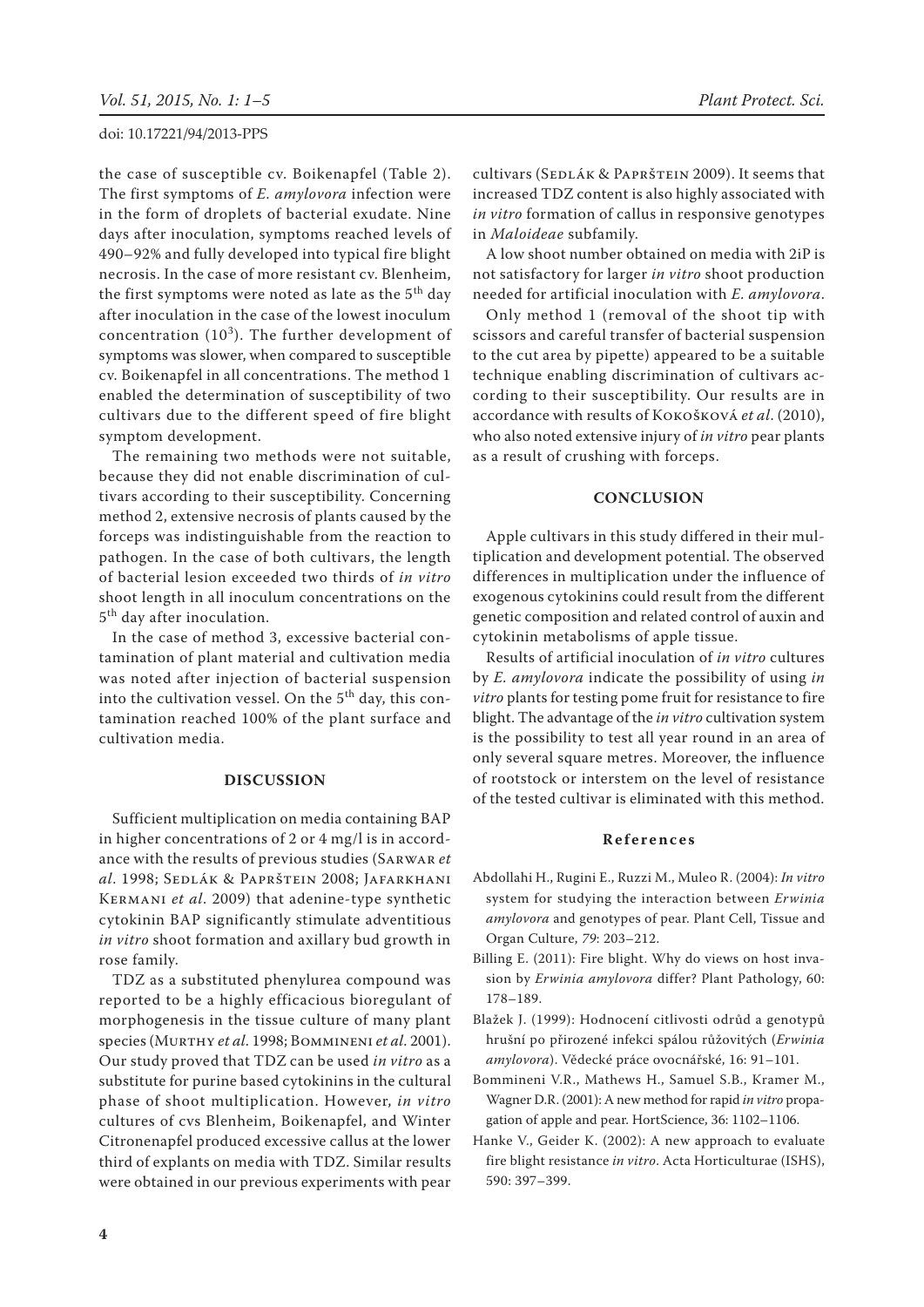the case of susceptible cv. Boikenapfel (Table 2). The first symptoms of *E. amylovora* infection were in the form of droplets of bacterial exudate. Nine days after inoculation, symptoms reached levels of 490–92% and fully developed into typical fire blight necrosis. In the case of more resistant cv. Blenheim, the first symptoms were noted as late as the 5[th] day after inoculation in the case of the lowest inoculum concentration ($10^3$). The further development of symptoms was slower, when compared to susceptible cv. Boikenapfel in all concentrations. The method 1 enabled the determination of susceptibility of two cultivars due to the different speed of fire blight symptom development.

The remaining two methods were not suitable, because they did not enable discrimination of cultivars according to their susceptibility. Concerning method 2, extensive necrosis of plants caused by the forceps was indistinguishable from the reaction to pathogen. In the case of both cultivars, the length of bacterial lesion exceeded two thirds of *in vitro* shoot length in all inoculum concentrations on the 5[th] day after inoculation.

In the case of method 3, excessive bacterial contamination of plant material and cultivation media was noted after injection of bacterial suspension into the cultivation vessel. On the 5[th] day, this contamination reached 100% of the plant surface and cultivation media.

## DISCUSSION

Sufficient multiplication on media containing BAP in higher concentrations of 2 or 4 mg/l is in accordance with the results of previous studies (Sarwar *et al*. 1998; Sedlák & Paprštein 2008; Jafarkhani Kermani *et al*. 2009) that adenine-type synthetic cytokinin BAP significantly stimulate adventitious *in vitro* shoot formation and axillary bud growth in rose family.

TDZ as a substituted phenylurea compound was reported to be a highly efficacious bioregulant of morphogenesis in the tissue culture of many plant species (Murthy *et al*. 1998; Bommineni *et al*. 2001). Our study proved that TDZ can be used *in vitro* as a substitute for purine based cytokinins in the cultural phase of shoot multiplication. However, *in vitro* cultures of cvs Blenheim, Boikenapfel, and Winter Citronenapfel produced excessive callus at the lower third of explants on media with TDZ. Similar results were obtained in our previous experiments with pear cultivars (Sedlák & Paprštein 2009). It seems that increased TDZ content is also highly associated with *in vitro* formation of callus in responsive genotypes in *Maloideae* subfamily.

A low shoot number obtained on media with 2iP is not satisfactory for larger *in vitro* shoot production needed for artificial inoculation with *E. amylovora*.

Only method 1 (removal of the shoot tip with scissors and careful transfer of bacterial suspension to the cut area by pipette) appeared to be a suitable technique enabling discrimination of cultivars according to their susceptibility. Our results are in accordance with results of Kokošková *et al*. (2010), who also noted extensive injury of *in vitro* pear plants as a result of crushing with forceps.

## CONCLUSION

Apple cultivars in this study differed in their multiplication and development potential. The observed differences in multiplication under the influence of exogenous cytokinins could result from the different genetic composition and related control of auxin and cytokinin metabolisms of apple tissue.

Results of artificial inoculation of *in vitro* cultures by *E. amylovora* indicate the possibility of using *in vitro* plants for testing pome fruit for resistance to fire blight. The advantage of the *in vitro* cultivation system is the possibility to test all year round in an area of only several square metres. Moreover, the influence of rootstock or interstem on the level of resistance of the tested cultivar is eliminated with this method.

### References

Abdollahi H., Rugini E., Ruzzi M., Muleo R. (2004): *In vitro* system for studying the interaction between *Erwinia amylovora* and genotypes of pear. Plant Cell, Tissue and Organ Culture, *79*: 203–212.

Billing E. (2011): Fire blight. Why do views on host invasion by *Erwinia amylovora* differ? Plant Pathology, 60: 178–189.

Blažek J. (1999): Hodnocení citlivosti odrůd a genotypů hrušní po přirozené infekci spálou růžovitých (*Erwinia amylovora*). Vědecké práce ovocnářské, 16: 91–101.

Bommineni V.R., Mathews H., Samuel S.B., Kramer M., Wagner D.R. (2001): A new method for rapid *in vitro* propagation of apple and pear. HortScience, 36: 1102–1106.

Hanke V., Geider K. (2002): A new approach to evaluate fire blight resistance *in vitro*. Acta Horticulturae (ISHS), 590: 397–399.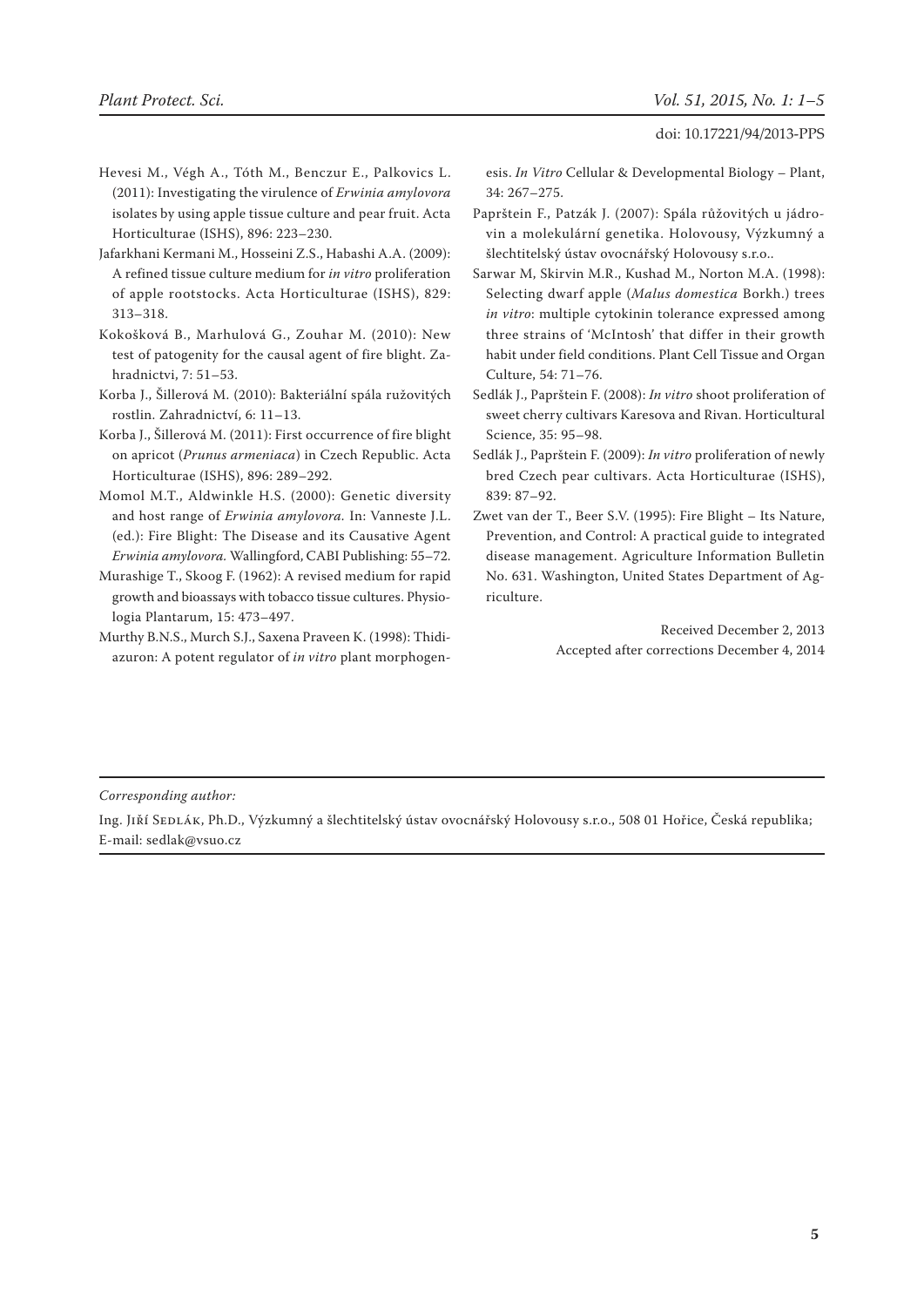Hevesi M., Végh A., Tóth M., Benczur E., Palkovics L. (2011): Investigating the virulence of *Erwinia amylovora* isolates by using apple tissue culture and pear fruit. Acta Horticulturae (ISHS), 896: 223–230.

Jafarkhani Kermani M., Hosseini Z.S., Habashi A.A. (2009): A refined tissue culture medium for *in vitro* proliferation of apple rootstocks. Acta Horticulturae (ISHS), 829: 313–318.

Kokošková B., Marhulová G., Zouhar M. (2010): New test of patogenity for the causal agent of fire blight. Zahradnictvi, 7: 51–53.

Korba J., Šillerová M. (2010): Bakteriální spála ružovitých rostlin. Zahradnictví, 6: 11–13.

Korba J., Šillerová M. (2011): First occurrence of fire blight on apricot (*Prunus armeniaca*) in Czech Republic. Acta Horticulturae (ISHS), 896: 289–292.

Momol M.T., Aldwinkle H.S. (2000): Genetic diversity and host range of *Erwinia amylovora*. In: Vanneste J.L. (ed.): Fire Blight: The Disease and its Causative Agent *Erwinia amylovora*. Wallingford, CABI Publishing: 55–72.

Murashige T., Skoog F. (1962): A revised medium for rapid growth and bioassays with tobacco tissue cultures. Physiologia Plantarum, 15: 473–497.

Murthy B.N.S., Murch S.J., Saxena Praveen K. (1998): Thidiazuron: A potent regulator of *in vitro* plant morphogenesis. *In Vitro* Cellular & Developmental Biology – Plant, 34: 267–275.

Paprštein F., Patzák J. (2007): Spála růžovitých u jádrovin a molekulární genetika. Holovousy, Výzkumný a šlechtitelský ústav ovocnářský Holovousy s.r.o..

Sarwar M, Skirvin M.R., Kushad M., Norton M.A. (1998): Selecting dwarf apple (*Malus domestica* Borkh.) trees *in vitro*: multiple cytokinin tolerance expressed among three strains of 'McIntosh' that differ in their growth habit under field conditions. Plant Cell Tissue and Organ Culture, 54: 71–76.

Sedlák J., Paprštein F. (2008): *In vitro* shoot proliferation of sweet cherry cultivars Karesova and Rivan. Horticultural Science, 35: 95–98.

Sedlák J., Paprštein F. (2009): *In vitro* proliferation of newly bred Czech pear cultivars. Acta Horticulturae (ISHS), 839: 87–92.

Zwet van der T., Beer S.V. (1995): Fire Blight – Its Nature, Prevention, and Control: A practical guide to integrated disease management. Agriculture Information Bulletin No. 631. Washington, United States Department of Agriculture.

Received December 2, 2013
Accepted after corrections December 4, 2014

*Corresponding author:*

Ing. Jiří Sedlák, Ph.D., Výzkumný a šlechtitelský ústav ovocnářský Holovousy s.r.o., 508 01 Hořice, Česká republika; E-mail: sedlak@vsuo.cz